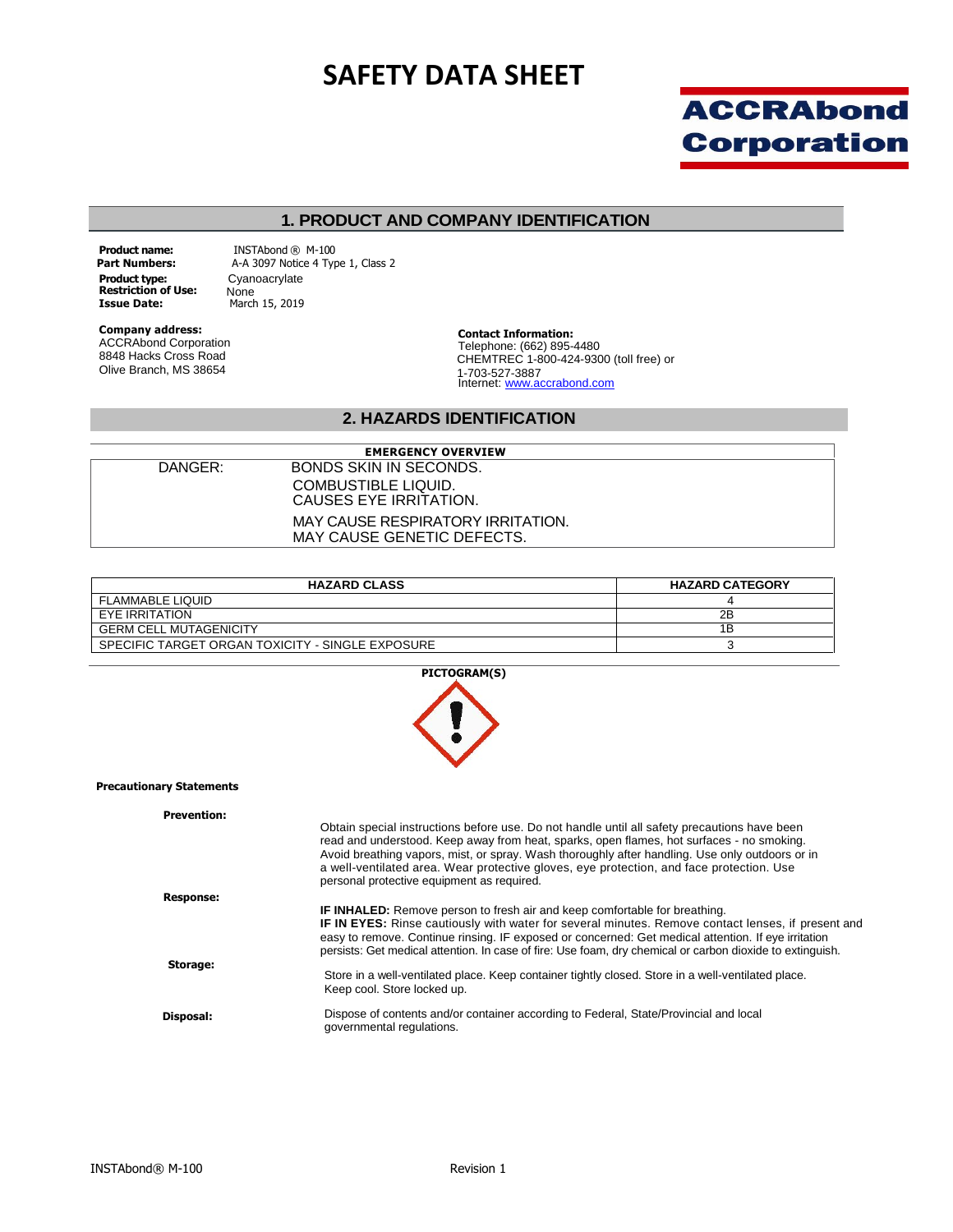# SAFETY DATA SHEET

**ACCRAbond Corporation**

## 1. PRODUCT AND COMPANY IDENTIFICATION

**Product name:** INSTAbond ® M-100
**Part Numbers:** A-A 3097 Notice 4 Type 1, Class 2
**Product type:** Cyanoacrylate
**Restriction of Use:** None
**Issue Date:** March 15, 2019

**Company address:**
ACCRAbond Corporation
8848 Hacks Cross Road
Olive Branch, MS 38654

**Contact Information:**
Telephone: (662) 895-4480
CHEMTREC 1-800-424-9300 (toll free) or
1-703-527-3887
Internet: www.accrabond.com

## 2. HAZARDS IDENTIFICATION

| EMERGENCY OVERVIEW | |
|---|---|
| DANGER: | BONDS SKIN IN SECONDS.<br>COMBUSTIBLE LIQUID.<br>CAUSES EYE IRRITATION.<br>MAY CAUSE RESPIRATORY IRRITATION.<br>MAY CAUSE GENETIC DEFECTS. |

| HAZARD CLASS | HAZARD CATEGORY |
|---|---|
| FLAMMABLE LIQUID | 4 |
| EYE IRRITATION | 2B |
| GERM CELL MUTAGENICITY | 1B |
| SPECIFIC TARGET ORGAN TOXICITY - SINGLE EXPOSURE | 3 |

**PICTOGRAM(S)**

**Precautionary Statements**

**Prevention:**
Obtain special instructions before use. Do not handle until all safety precautions have been read and understood. Keep away from heat, sparks, open flames, hot surfaces - no smoking. Avoid breathing vapors, mist, or spray. Wash thoroughly after handling. Use only outdoors or in a well-ventilated area. Wear protective gloves, eye protection, and face protection. Use personal protective equipment as required.

**Response:**
**IF INHALED:** Remove person to fresh air and keep comfortable for breathing.
**IF IN EYES:** Rinse cautiously with water for several minutes. Remove contact lenses, if present and easy to remove. Continue rinsing. IF exposed or concerned: Get medical attention. If eye irritation persists: Get medical attention. In case of fire: Use foam, dry chemical or carbon dioxide to extinguish.

**Storage:**
Store in a well-ventilated place. Keep container tightly closed. Store in a well-ventilated place. Keep cool. Store locked up.

**Disposal:**
Dispose of contents and/or container according to Federal, State/Provincial and local governmental regulations.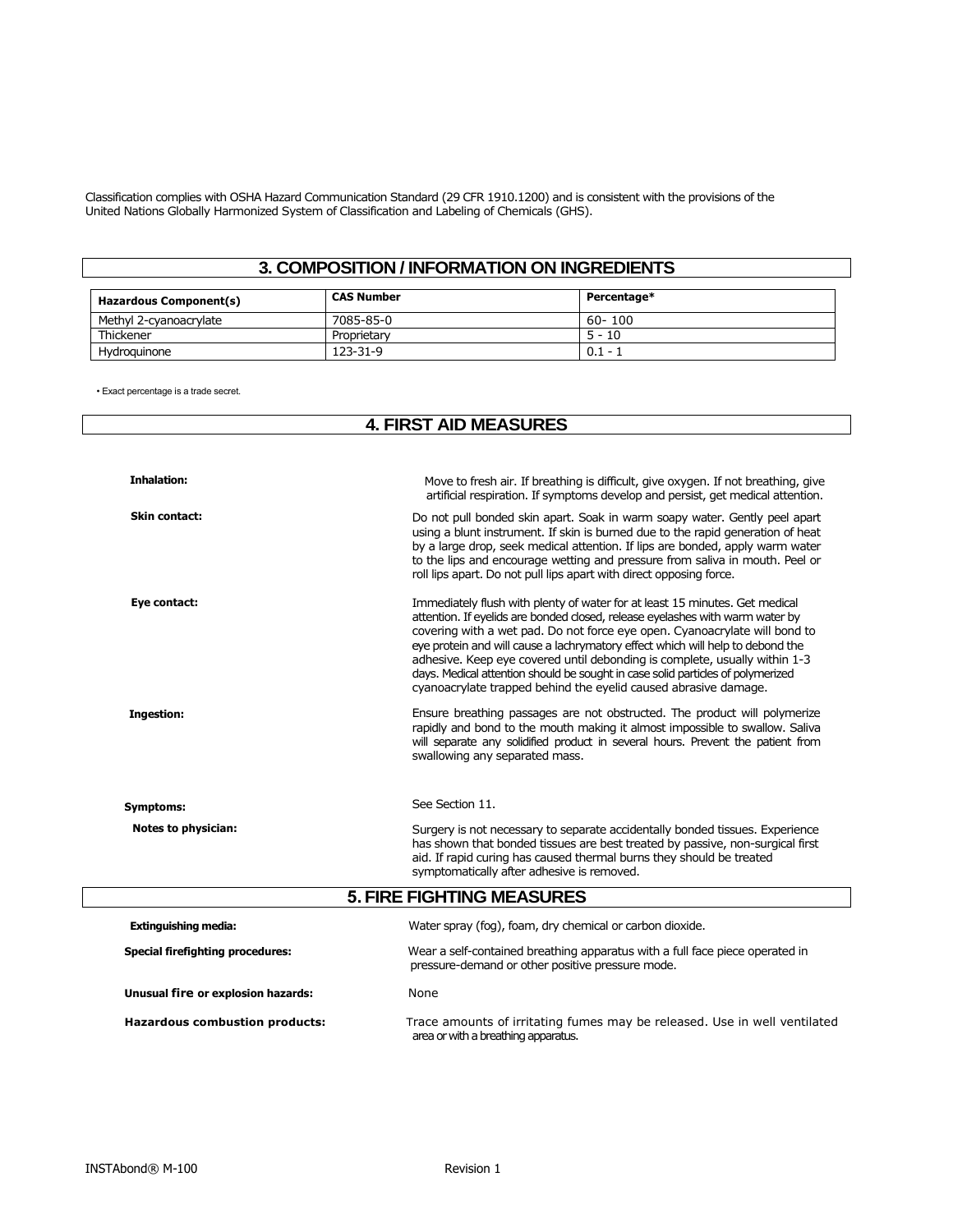Classification complies with OSHA Hazard Communication Standard (29 CFR 1910.1200) and is consistent with the provisions of the United Nations Globally Harmonized System of Classification and Labeling of Chemicals (GHS).

## 3. COMPOSITION / INFORMATION ON INGREDIENTS

| Hazardous Component(s) | CAS Number | Percentage* |
|---|---|---|
| Methyl 2-cyanoacrylate | 7085-85-0 | 60- 100 |
| Thickener | Proprietary | 5 - 10 |
| Hydroquinone | 123-31-9 | 0.1 - 1 |

• Exact percentage is a trade secret.

## 4. FIRST AID MEASURES

**Inhalation:** Move to fresh air. If breathing is difficult, give oxygen. If not breathing, give artificial respiration. If symptoms develop and persist, get medical attention.

**Skin contact:** Do not pull bonded skin apart. Soak in warm soapy water. Gently peel apart using a blunt instrument. If skin is burned due to the rapid generation of heat by a large drop, seek medical attention. If lips are bonded, apply warm water to the lips and encourage wetting and pressure from saliva in mouth. Peel or roll lips apart. Do not pull lips apart with direct opposing force.

**Eye contact:** Immediately flush with plenty of water for at least 15 minutes. Get medical attention. If eyelids are bonded closed, release eyelashes with warm water by covering with a wet pad. Do not force eye open. Cyanoacrylate will bond to eye protein and will cause a lachrymatory effect which will help to debond the adhesive. Keep eye covered until debonding is complete, usually within 1-3 days. Medical attention should be sought in case solid particles of polymerized cyanoacrylate trapped behind the eyelid caused abrasive damage.

**Ingestion:** Ensure breathing passages are not obstructed. The product will polymerize rapidly and bond to the mouth making it almost impossible to swallow. Saliva will separate any solidified product in several hours. Prevent the patient from swallowing any separated mass.

**Symptoms:** See Section 11.

**Notes to physician:** Surgery is not necessary to separate accidentally bonded tissues. Experience has shown that bonded tissues are best treated by passive, non-surgical first aid. If rapid curing has caused thermal burns they should be treated symptomatically after adhesive is removed.

## 5. FIRE FIGHTING MEASURES

**Extinguishing media:** Water spray (fog), foam, dry chemical or carbon dioxide.

**Special firefighting procedures:** Wear a self-contained breathing apparatus with a full face piece operated in pressure-demand or other positive pressure mode.

**Unusual fire or explosion hazards:** None

**Hazardous combustion products:** Trace amounts of irritating fumes may be released. Use in well ventilated area or with a breathing apparatus.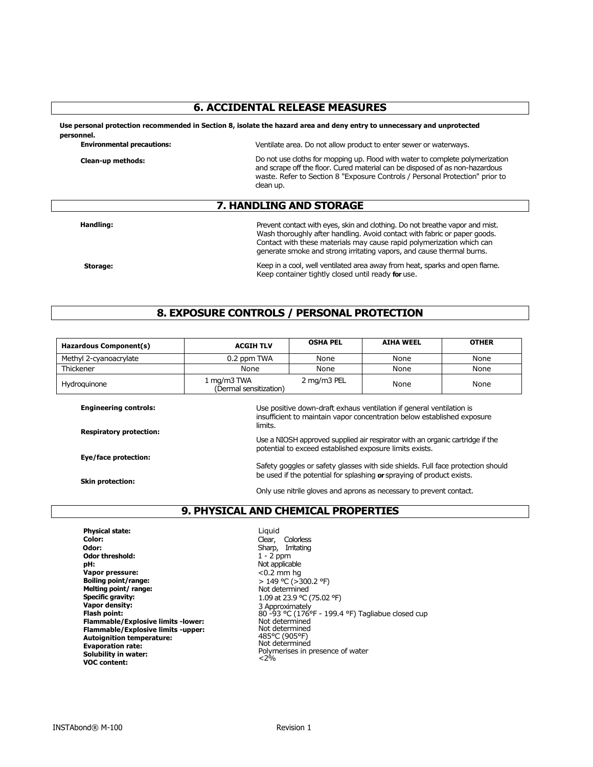## 6. ACCIDENTAL RELEASE MEASURES

**Use personal protection recommended in Section 8, isolate the hazard area and deny entry to unnecessary and unprotected personnel.**

**Environmental precautions:** Ventilate area. Do not allow product to enter sewer or waterways.

**Clean-up methods:** Do not use cloths for mopping up. Flood with water to complete polymerization and scrape off the floor. Cured material can be disposed of as non-hazardous waste. Refer to Section 8 "Exposure Controls / Personal Protection" prior to clean up.

## 7. HANDLING AND STORAGE

**Handling:** Prevent contact with eyes, skin and clothing. Do not breathe vapor and mist. Wash thoroughly after handling. Avoid contact with fabric or paper goods. Contact with these materials may cause rapid polymerization which can generate smoke and strong irritating vapors, and cause thermal burns.

**Storage:** Keep in a cool, well ventilated area away from heat, sparks and open flame. Keep container tightly closed until ready **for** use.

## 8. EXPOSURE CONTROLS / PERSONAL PROTECTION

| Hazardous Component(s) | ACGIH TLV | OSHA PEL | AIHA WEEL | OTHER |
|---|---|---|---|---|
| Methyl 2-cyanoacrylate | 0.2 ppm TWA | None | None | None |
| Thickener | None | None | None | None |
| Hydroquinone | 1 mg/m3 TWA (Dermal sensitization) | 2 mg/m3 PEL | None | None |

**Engineering controls:** Use positive down-draft exhaus ventilation if general ventilation is insufficient to maintain vapor concentration below established exposure limits.

**Respiratory protection:** Use a NIOSH approved supplied air respirator with an organic cartridge if the potential to exceed established exposure limits exists.

**Eye/face protection:** Safety goggles or safety glasses with side shields. Full face protection should be used if the potential for splashing **or** spraying of product exists.

**Skin protection:** Only use nitrile gloves and aprons as necessary to prevent contact.

## 9. PHYSICAL AND CHEMICAL PROPERTIES

**Physical state:** Liquid
**Color:** Clear, Colorless
**Odor:** Sharp, Irritating
**Odor threshold:** 1 - 2 ppm
**pH:** Not applicable
**Vapor pressure:** <0.2 mm hg
**Boiling point/range:** > 149 °C (>300.2 °F)
**Melting point/ range:** Not determined
**Specific gravity:** 1.09 at 23.9 °C (75.02 °F)
**Vapor density:** 3 Approximately
**Flash point:** 80 -93 °C (176°F - 199.4 °F) Tagliabue closed cup
**Flammable/Explosive limits -lower:** Not determined
**Flammable/Explosive limits -upper:** Not determined
**Autoignition temperature:** 485°C (905°F)
**Evaporation rate:** Not determined
**Solubility in water:** Polymerises in presence of water
**VOC content:** <2%

INSTAbond® M-100 Revision 1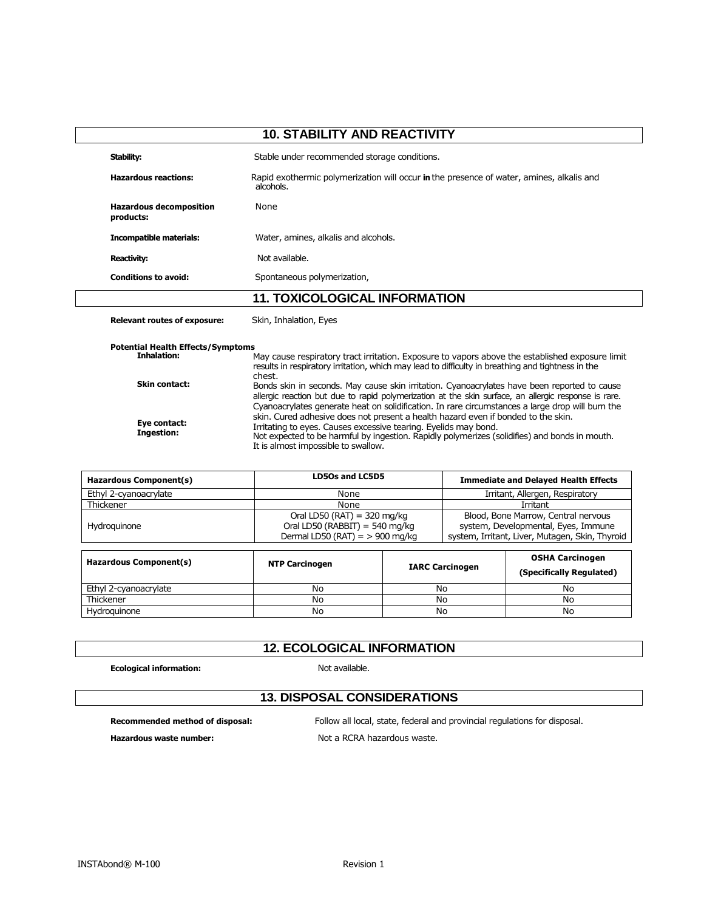## 10. STABILITY AND REACTIVITY

**Stability:** Stable under recommended storage conditions.

**Hazardous reactions:** Rapid exothermic polymerization will occur **in** the presence of water, amines, alkalis and alcohols.

**Hazardous decomposition products:** None

**Incompatible materials:** Water, amines, alkalis and alcohols.

**Reactivity:** Not available.

**Conditions to avoid:** Spontaneous polymerization,

## 11. TOXICOLOGICAL INFORMATION

**Relevant routes of exposure:** Skin, Inhalation, Eyes

**Potential Health Effects/Symptoms**

**Inhalation:** May cause respiratory tract irritation. Exposure to vapors above the established exposure limit results in respiratory irritation, which may lead to difficulty in breathing and tightness in the chest.

**Skin contact:** Bonds skin in seconds. May cause skin irritation. Cyanoacrylates have been reported to cause allergic reaction but due to rapid polymerization at the skin surface, an allergic response is rare. Cyanoacrylates generate heat on solidification. In rare circumstances a large drop will burn the skin. Cured adhesive does not present a health hazard even if bonded to the skin.

**Eye contact:** Irritating to eyes. Causes excessive tearing. Eyelids may bond.

**Ingestion:** Not expected to be harmful by ingestion. Rapidly polymerizes (solidifies) and bonds in mouth. It is almost impossible to swallow.

| Hazardous Component(s) | LD5Os and LC5D5 | Immediate and Delayed Health Effects |
|---|---|---|
| Ethyl 2-cyanoacrylate | None | Irritant, Allergen, Respiratory |
| Thickener | None | Irritant |
| Hydroquinone | Oral LD50 (RAT) = 320 mg/kg<br>Oral LD50 (RABBIT) = 540 mg/kg<br>Dermal LD50 (RAT) = > 900 mg/kg | Blood, Bone Marrow, Central nervous system, Developmental, Eyes, Immune system, Irritant, Liver, Mutagen, Skin, Thyroid |

| Hazardous Component(s) | NTP Carcinogen | IARC Carcinogen | OSHA Carcinogen (Specifically Regulated) |
|---|---|---|---|
| Ethyl 2-cyanoacrylate | No | No | No |
| Thickener | No | No | No |
| Hydroquinone | No | No | No |

## 12. ECOLOGICAL INFORMATION

**Ecological information:** Not available.

## 13. DISPOSAL CONSIDERATIONS

**Recommended method of disposal:** Follow all local, state, federal and provincial regulations for disposal.

**Hazardous waste number:** Not a RCRA hazardous waste.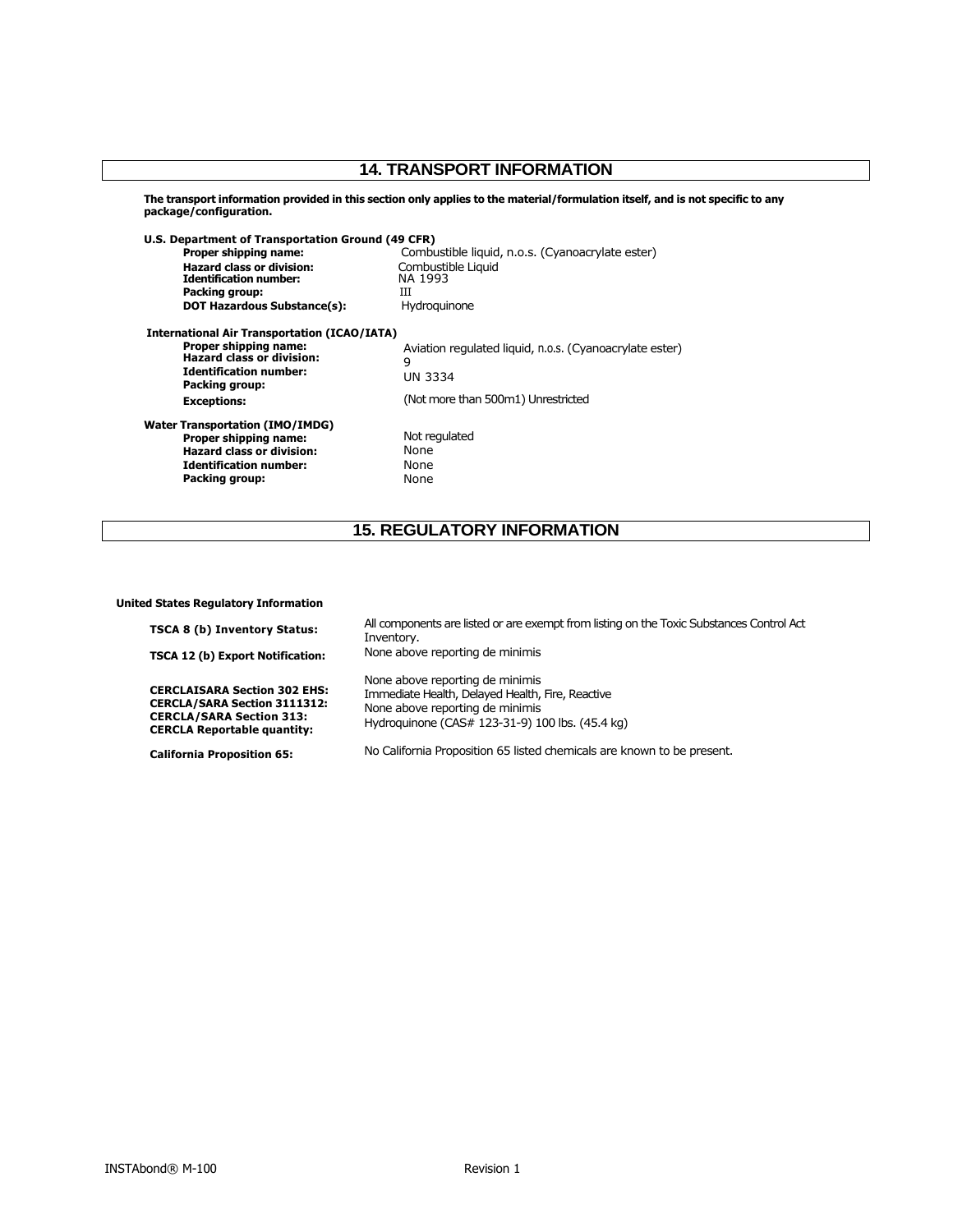## 14. TRANSPORT INFORMATION

**The transport information provided in this section only applies to the material/formulation itself, and is not specific to any package/configuration.**

**U.S. Department of Transportation Ground (49 CFR)**

| | |
|---|---|
| **Proper shipping name:** | Combustible liquid, n.o.s. (Cyanoacrylate ester) |
| **Hazard class or division:** | Combustible Liquid |
| **Identification number:** | NA 1993 |
| **Packing group:** | III |
| **DOT Hazardous Substance(s):** | Hydroquinone |

**International Air Transportation (ICAO/IATA)**

| | |
|---|---|
| **Proper shipping name:** | Aviation regulated liquid, n.o.s. (Cyanoacrylate ester) |
| **Hazard class or division:** | 9 |
| **Identification number:** | UN 3334 |
| **Packing group:** | |
| **Exceptions:** | (Not more than 500m1) Unrestricted |

**Water Transportation (IMO/IMDG)**

| | |
|---|---|
| **Proper shipping name:** | Not regulated |
| **Hazard class or division:** | None |
| **Identification number:** | None |
| **Packing group:** | None |

## 15. REGULATORY INFORMATION

**United States Regulatory Information**

| | |
|---|---|
| **TSCA 8 (b) Inventory Status:** | All components are listed or are exempt from listing on the Toxic Substances Control Act Inventory. |
| **TSCA 12 (b) Export Notification:** | None above reporting de minimis |
| **CERCLAISARA Section 302 EHS:** | None above reporting de minimis |
| **CERCLA/SARA Section 3111312:** | Immediate Health, Delayed Health, Fire, Reactive |
| **CERCLA/SARA Section 313:** | None above reporting de minimis |
| **CERCLA Reportable quantity:** | Hydroquinone (CAS# 123-31-9) 100 lbs. (45.4 kg) |
| **California Proposition 65:** | No California Proposition 65 listed chemicals are known to be present. |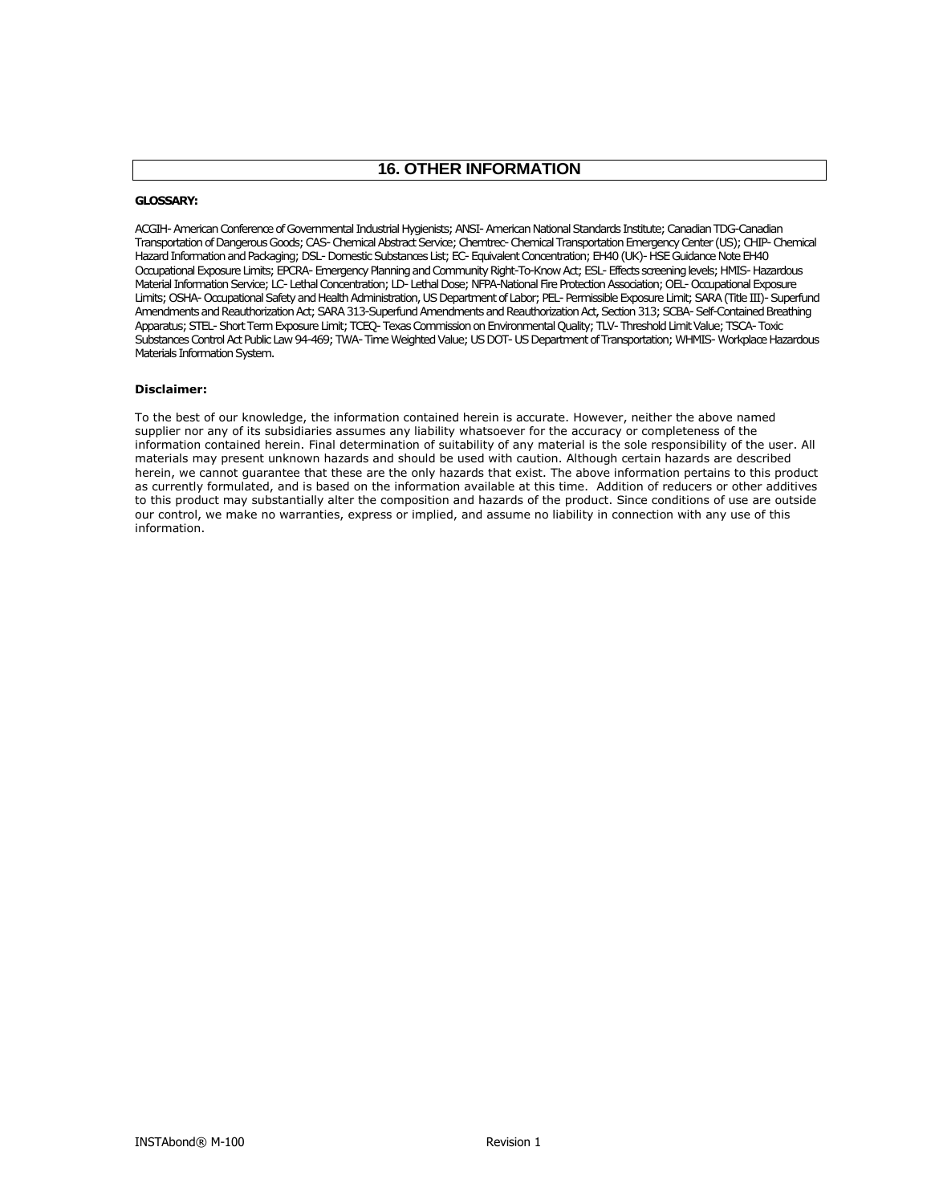## 16. OTHER INFORMATION

**GLOSSARY:**

ACGIH- American Conference of Governmental Industrial Hygienists; ANSI- American National Standards Institute; Canadian TDG-Canadian Transportation of Dangerous Goods; CAS- Chemical Abstract Service; Chemtrec- Chemical Transportation Emergency Center (US); CHIP- Chemical Hazard Information and Packaging; DSL- Domestic Substances List; EC- Equivalent Concentration; EH40 (UK)- HSE Guidance Note EH40 Occupational Exposure Limits; EPCRA- Emergency Planning and Community Right-To-Know Act; ESL- Effects screening levels; HMIS- Hazardous Material Information Service; LC- Lethal Concentration; LD- Lethal Dose; NFPA-National Fire Protection Association; OEL- Occupational Exposure Limits; OSHA- Occupational Safety and Health Administration, US Department of Labor; PEL- Permissible Exposure Limit; SARA (Title III)- Superfund Amendments and Reauthorization Act; SARA 313-Superfund Amendments and Reauthorization Act, Section 313; SCBA- Self-Contained Breathing Apparatus; STEL- Short Term Exposure Limit; TCEQ- Texas Commission on Environmental Quality; TLV- Threshold Limit Value; TSCA- Toxic Substances Control Act Public Law 94-469; TWA- Time Weighted Value; US DOT- US Department of Transportation; WHMIS- Workplace Hazardous Materials Information System.

**Disclaimer:**

To the best of our knowledge, the information contained herein is accurate. However, neither the above named supplier nor any of its subsidiaries assumes any liability whatsoever for the accuracy or completeness of the information contained herein. Final determination of suitability of any material is the sole responsibility of the user. All materials may present unknown hazards and should be used with caution. Although certain hazards are described herein, we cannot guarantee that these are the only hazards that exist. The above information pertains to this product as currently formulated, and is based on the information available at this time. Addition of reducers or other additives to this product may substantially alter the composition and hazards of the product. Since conditions of use are outside our control, we make no warranties, express or implied, and assume no liability in connection with any use of this information.